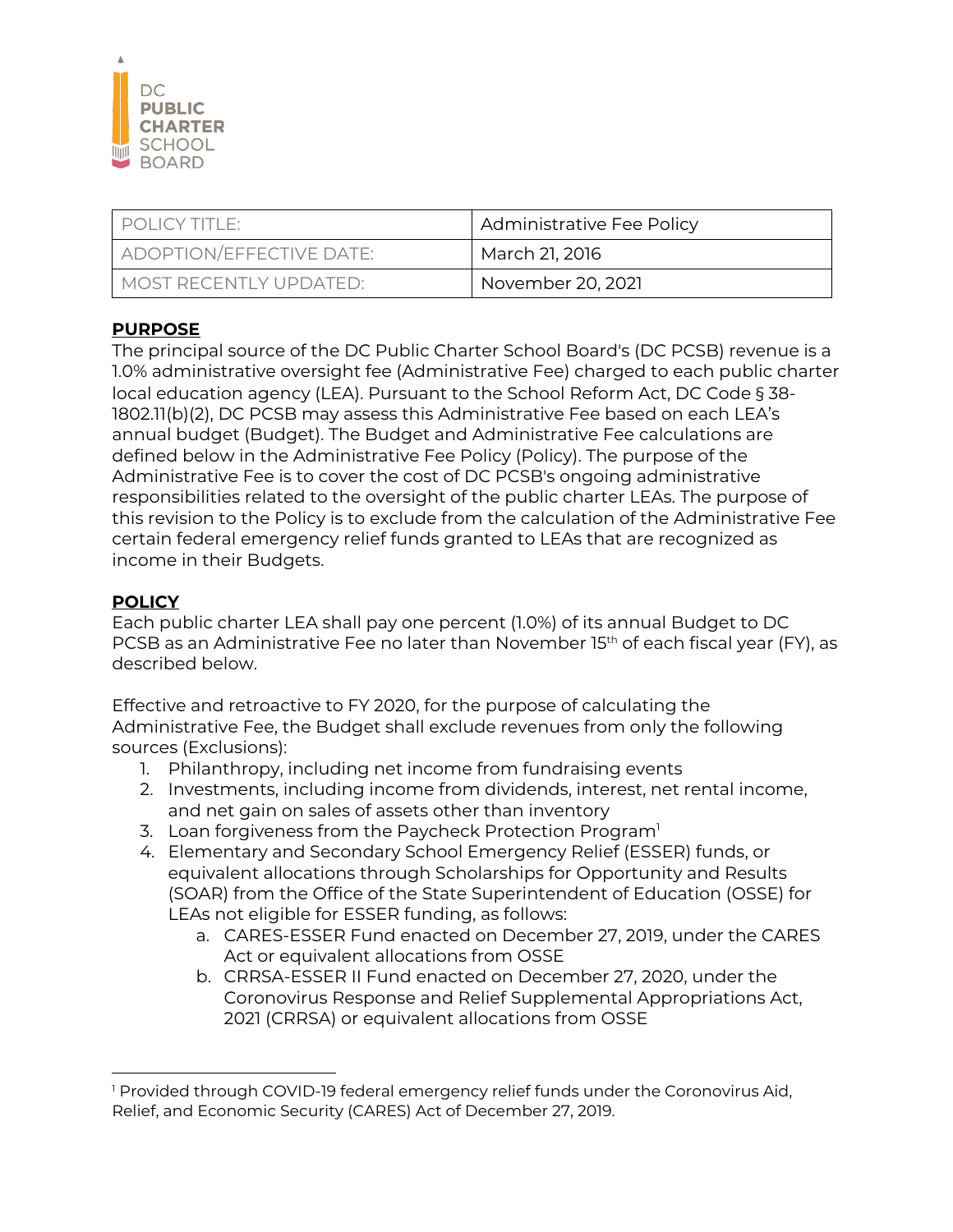DC PUBLIC CHARTER SCHOOL BOARD

| POLICY TITLE: | Administrative Fee Policy |
|---|---|
| ADOPTION/EFFECTIVE DATE: | March 21, 2016 |
| MOST RECENTLY UPDATED: | November 20, 2021 |

**PURPOSE**

The principal source of the DC Public Charter School Board's (DC PCSB) revenue is a 1.0% administrative oversight fee (Administrative Fee) charged to each public charter local education agency (LEA). Pursuant to the School Reform Act, DC Code § 38-1802.11(b)(2), DC PCSB may assess this Administrative Fee based on each LEA's annual budget (Budget). The Budget and Administrative Fee calculations are defined below in the Administrative Fee Policy (Policy). The purpose of the Administrative Fee is to cover the cost of DC PCSB's ongoing administrative responsibilities related to the oversight of the public charter LEAs. The purpose of this revision to the Policy is to exclude from the calculation of the Administrative Fee certain federal emergency relief funds granted to LEAs that are recognized as income in their Budgets.

**POLICY**

Each public charter LEA shall pay one percent (1.0%) of its annual Budget to DC PCSB as an Administrative Fee no later than November 15th of each fiscal year (FY), as described below.

Effective and retroactive to FY 2020, for the purpose of calculating the Administrative Fee, the Budget shall exclude revenues from only the following sources (Exclusions):

1. Philanthropy, including net income from fundraising events
2. Investments, including income from dividends, interest, net rental income, and net gain on sales of assets other than inventory
3. Loan forgiveness from the Paycheck Protection Program[1]
4. Elementary and Secondary School Emergency Relief (ESSER) funds, or equivalent allocations through Scholarships for Opportunity and Results (SOAR) from the Office of the State Superintendent of Education (OSSE) for LEAs not eligible for ESSER funding, as follows:
   a. CARES-ESSER Fund enacted on December 27, 2019, under the CARES Act or equivalent allocations from OSSE
   b. CRRSA-ESSER II Fund enacted on December 27, 2020, under the Coronovirus Response and Relief Supplemental Appropriations Act, 2021 (CRRSA) or equivalent allocations from OSSE

[1] Provided through COVID-19 federal emergency relief funds under the Coronovirus Aid, Relief, and Economic Security (CARES) Act of December 27, 2019.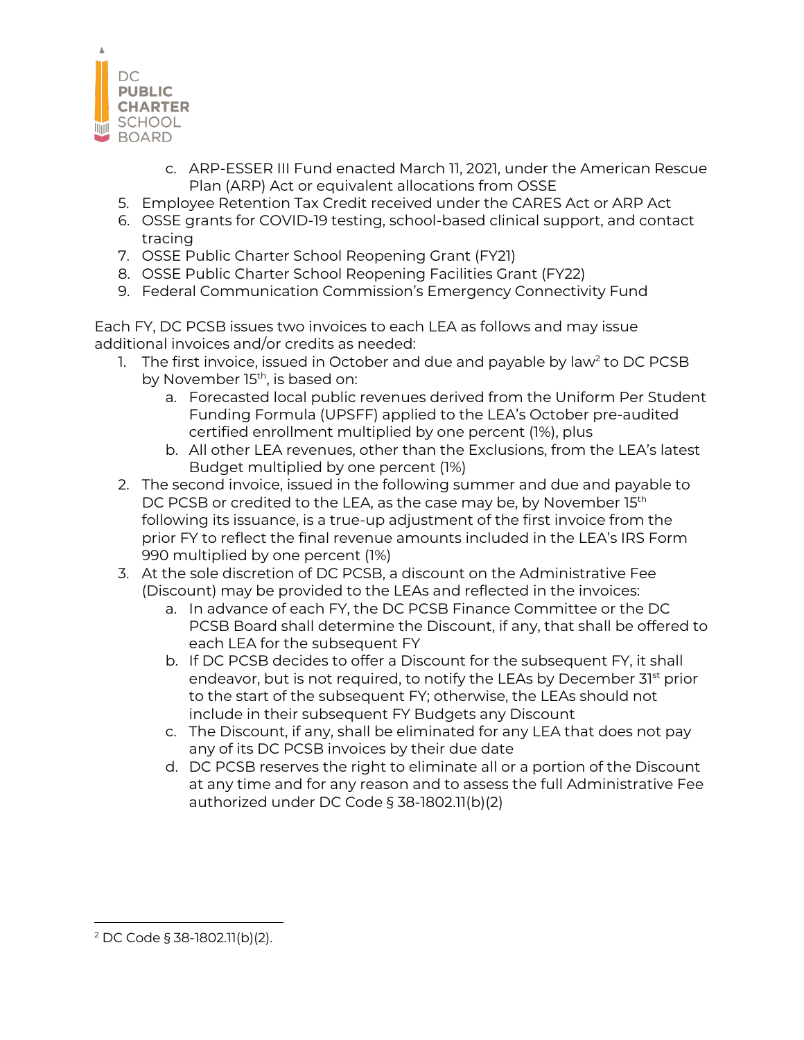c. ARP-ESSER III Fund enacted March 11, 2021, under the American Rescue Plan (ARP) Act or equivalent allocations from OSSE
5. Employee Retention Tax Credit received under the CARES Act or ARP Act
6. OSSE grants for COVID-19 testing, school-based clinical support, and contact tracing
7. OSSE Public Charter School Reopening Grant (FY21)
8. OSSE Public Charter School Reopening Facilities Grant (FY22)
9. Federal Communication Commission's Emergency Connectivity Fund

Each FY, DC PCSB issues two invoices to each LEA as follows and may issue additional invoices and/or credits as needed:

1. The first invoice, issued in October and due and payable by law[2] to DC PCSB by November 15th, is based on:
   a. Forecasted local public revenues derived from the Uniform Per Student Funding Formula (UPSFF) applied to the LEA's October pre-audited certified enrollment multiplied by one percent (1%), plus
   b. All other LEA revenues, other than the Exclusions, from the LEA's latest Budget multiplied by one percent (1%)
2. The second invoice, issued in the following summer and due and payable to DC PCSB or credited to the LEA, as the case may be, by November 15th following its issuance, is a true-up adjustment of the first invoice from the prior FY to reflect the final revenue amounts included in the LEA's IRS Form 990 multiplied by one percent (1%)
3. At the sole discretion of DC PCSB, a discount on the Administrative Fee (Discount) may be provided to the LEAs and reflected in the invoices:
   a. In advance of each FY, the DC PCSB Finance Committee or the DC PCSB Board shall determine the Discount, if any, that shall be offered to each LEA for the subsequent FY
   b. If DC PCSB decides to offer a Discount for the subsequent FY, it shall endeavor, but is not required, to notify the LEAs by December 31st prior to the start of the subsequent FY; otherwise, the LEAs should not include in their subsequent FY Budgets any Discount
   c. The Discount, if any, shall be eliminated for any LEA that does not pay any of its DC PCSB invoices by their due date
   d. DC PCSB reserves the right to eliminate all or a portion of the Discount at any time and for any reason and to assess the full Administrative Fee authorized under DC Code § 38-1802.11(b)(2)

[2] DC Code § 38-1802.11(b)(2).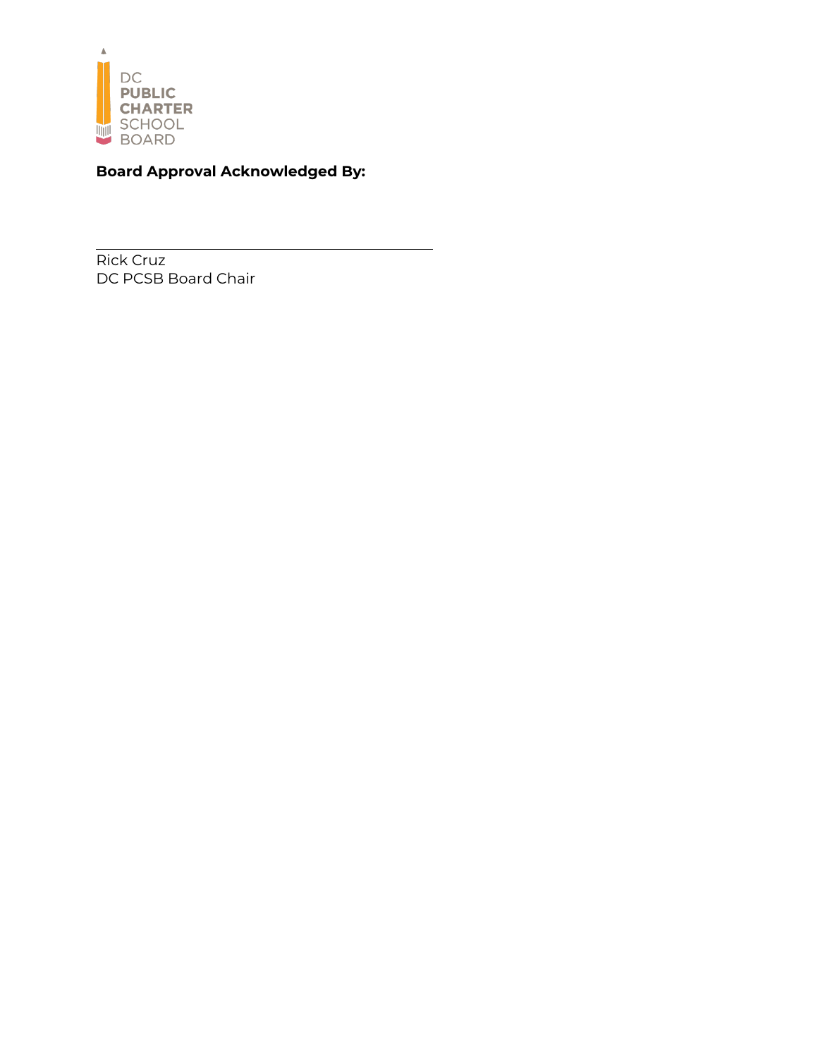DC PUBLIC CHARTER SCHOOL BOARD

**Board Approval Acknowledged By:**

\_\_\_\_\_\_\_\_\_\_\_\_\_\_\_\_\_\_\_\_\_\_\_\_\_\_\_\_\_\_\_\_\_\_\_\_\_\_\_\_

Rick Cruz
DC PCSB Board Chair